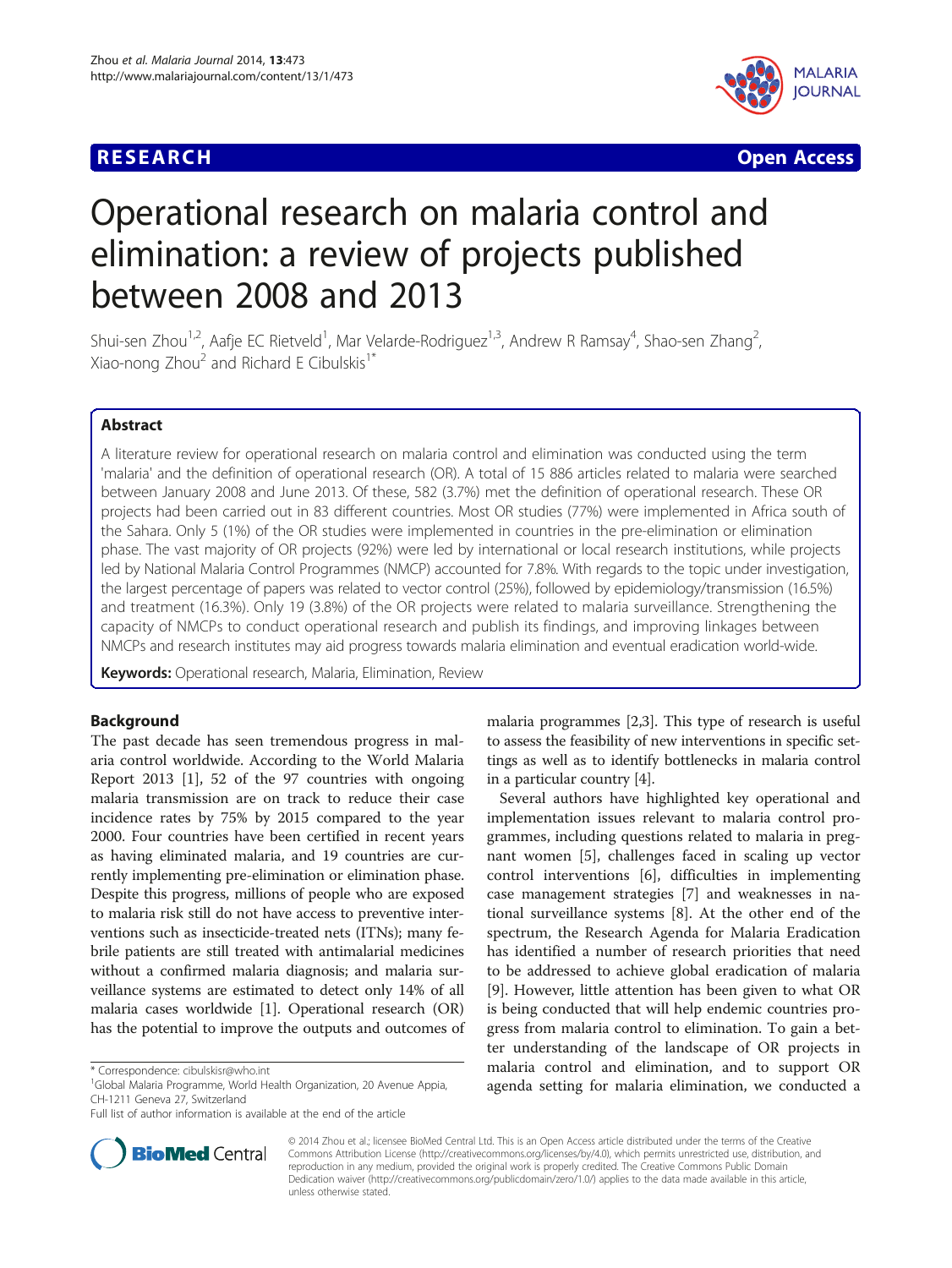**RESEARCH** **Open Access**

# Operational research on malaria control and elimination: a review of projects published between 2008 and 2013

Shui-sen Zhou[1,2], Aafje EC Rietveld[1], Mar Velarde-Rodriguez[1,3], Andrew R Ramsay[4], Shao-sen Zhang[2], Xiao-nong Zhou[2] and Richard E Cibulskis[1*]

## Abstract

A literature review for operational research on malaria control and elimination was conducted using the term 'malaria' and the definition of operational research (OR). A total of 15 886 articles related to malaria were searched between January 2008 and June 2013. Of these, 582 (3.7%) met the definition of operational research. These OR projects had been carried out in 83 different countries. Most OR studies (77%) were implemented in Africa south of the Sahara. Only 5 (1%) of the OR studies were implemented in countries in the pre-elimination or elimination phase. The vast majority of OR projects (92%) were led by international or local research institutions, while projects led by National Malaria Control Programmes (NMCP) accounted for 7.8%. With regards to the topic under investigation, the largest percentage of papers was related to vector control (25%), followed by epidemiology/transmission (16.5%) and treatment (16.3%). Only 19 (3.8%) of the OR projects were related to malaria surveillance. Strengthening the capacity of NMCPs to conduct operational research and publish its findings, and improving linkages between NMCPs and research institutes may aid progress towards malaria elimination and eventual eradication world-wide.

**Keywords:** Operational research, Malaria, Elimination, Review

## Background

The past decade has seen tremendous progress in malaria control worldwide. According to the World Malaria Report 2013 [1], 52 of the 97 countries with ongoing malaria transmission are on track to reduce their case incidence rates by 75% by 2015 compared to the year 2000. Four countries have been certified in recent years as having eliminated malaria, and 19 countries are currently implementing pre-elimination or elimination phase. Despite this progress, millions of people who are exposed to malaria risk still do not have access to preventive interventions such as insecticide-treated nets (ITNs); many febrile patients are still treated with antimalarial medicines without a confirmed malaria diagnosis; and malaria surveillance systems are estimated to detect only 14% of all malaria cases worldwide [1]. Operational research (OR) has the potential to improve the outputs and outcomes of malaria programmes [2,3]. This type of research is useful to assess the feasibility of new interventions in specific settings as well as to identify bottlenecks in malaria control in a particular country [4].

Several authors have highlighted key operational and implementation issues relevant to malaria control programmes, including questions related to malaria in pregnant women [5], challenges faced in scaling up vector control interventions [6], difficulties in implementing case management strategies [7] and weaknesses in national surveillance systems [8]. At the other end of the spectrum, the Research Agenda for Malaria Eradication has identified a number of research priorities that need to be addressed to achieve global eradication of malaria [9]. However, little attention has been given to what OR is being conducted that will help endemic countries progress from malaria control to elimination. To gain a better understanding of the landscape of OR projects in malaria control and elimination, and to support OR agenda setting for malaria elimination, we conducted a

\* Correspondence: cibulskisr@who.int
[1]Global Malaria Programme, World Health Organization, 20 Avenue Appia, CH-1211 Geneva 27, Switzerland
Full list of author information is available at the end of the article

© 2014 Zhou et al.; licensee BioMed Central Ltd. This is an Open Access article distributed under the terms of the Creative Commons Attribution License (http://creativecommons.org/licenses/by/4.0), which permits unrestricted use, distribution, and reproduction in any medium, provided the original work is properly credited. The Creative Commons Public Domain Dedication waiver (http://creativecommons.org/publicdomain/zero/1.0/) applies to the data made available in this article, unless otherwise stated.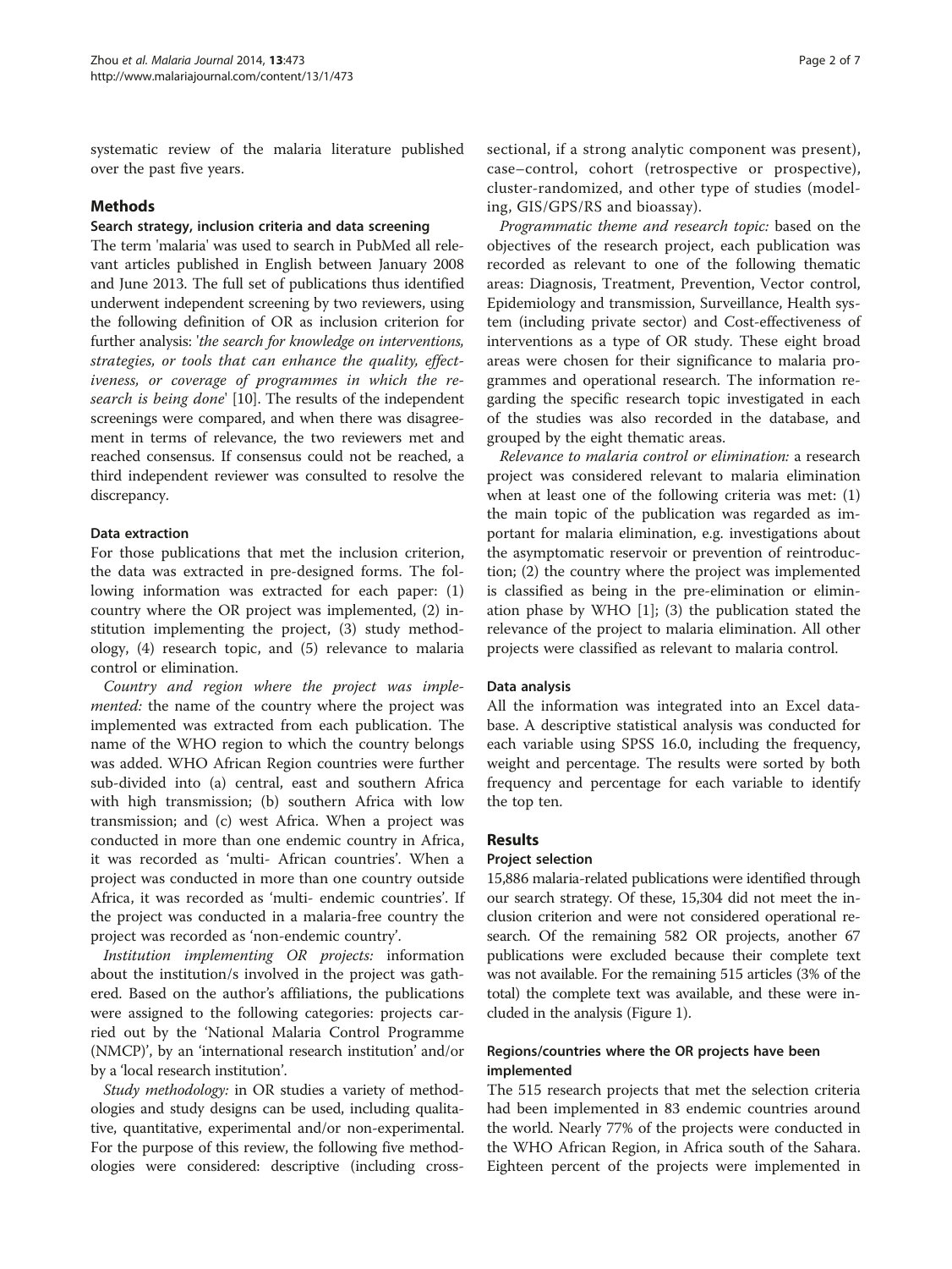systematic review of the malaria literature published over the past five years.

## Methods

### Search strategy, inclusion criteria and data screening

The term 'malaria' was used to search in PubMed all relevant articles published in English between January 2008 and June 2013. The full set of publications thus identified underwent independent screening by two reviewers, using the following definition of OR as inclusion criterion for further analysis: '*the search for knowledge on interventions, strategies, or tools that can enhance the quality, effectiveness, or coverage of programmes in which the research is being done*' [10]. The results of the independent screenings were compared, and when there was disagreement in terms of relevance, the two reviewers met and reached consensus. If consensus could not be reached, a third independent reviewer was consulted to resolve the discrepancy.

### Data extraction

For those publications that met the inclusion criterion, the data was extracted in pre-designed forms. The following information was extracted for each paper: (1) country where the OR project was implemented, (2) institution implementing the project, (3) study methodology, (4) research topic, and (5) relevance to malaria control or elimination.

*Country and region where the project was implemented:* the name of the country where the project was implemented was extracted from each publication. The name of the WHO region to which the country belongs was added. WHO African Region countries were further sub-divided into (a) central, east and southern Africa with high transmission; (b) southern Africa with low transmission; and (c) west Africa. When a project was conducted in more than one endemic country in Africa, it was recorded as 'multi- African countries'. When a project was conducted in more than one country outside Africa, it was recorded as 'multi- endemic countries'. If the project was conducted in a malaria-free country the project was recorded as 'non-endemic country'.

*Institution implementing OR projects:* information about the institution/s involved in the project was gathered. Based on the author's affiliations, the publications were assigned to the following categories: projects carried out by the 'National Malaria Control Programme (NMCP)', by an 'international research institution' and/or by a 'local research institution'.

*Study methodology:* in OR studies a variety of methodologies and study designs can be used, including qualitative, quantitative, experimental and/or non-experimental. For the purpose of this review, the following five methodologies were considered: descriptive (including cross-sectional, if a strong analytic component was present), case–control, cohort (retrospective or prospective), cluster-randomized, and other type of studies (modeling, GIS/GPS/RS and bioassay).

*Programmatic theme and research topic:* based on the objectives of the research project, each publication was recorded as relevant to one of the following thematic areas: Diagnosis, Treatment, Prevention, Vector control, Epidemiology and transmission, Surveillance, Health system (including private sector) and Cost-effectiveness of interventions as a type of OR study. These eight broad areas were chosen for their significance to malaria programmes and operational research. The information regarding the specific research topic investigated in each of the studies was also recorded in the database, and grouped by the eight thematic areas.

*Relevance to malaria control or elimination:* a research project was considered relevant to malaria elimination when at least one of the following criteria was met: (1) the main topic of the publication was regarded as important for malaria elimination, e.g. investigations about the asymptomatic reservoir or prevention of reintroduction; (2) the country where the project was implemented is classified as being in the pre-elimination or elimination phase by WHO [1]; (3) the publication stated the relevance of the project to malaria elimination. All other projects were classified as relevant to malaria control.

### Data analysis

All the information was integrated into an Excel database. A descriptive statistical analysis was conducted for each variable using SPSS 16.0, including the frequency, weight and percentage. The results were sorted by both frequency and percentage for each variable to identify the top ten.

## Results

### Project selection

15,886 malaria-related publications were identified through our search strategy. Of these, 15,304 did not meet the inclusion criterion and were not considered operational research. Of the remaining 582 OR projects, another 67 publications were excluded because their complete text was not available. For the remaining 515 articles (3% of the total) the complete text was available, and these were included in the analysis (Figure 1).

### Regions/countries where the OR projects have been implemented

The 515 research projects that met the selection criteria had been implemented in 83 endemic countries around the world. Nearly 77% of the projects were conducted in the WHO African Region, in Africa south of the Sahara. Eighteen percent of the projects were implemented in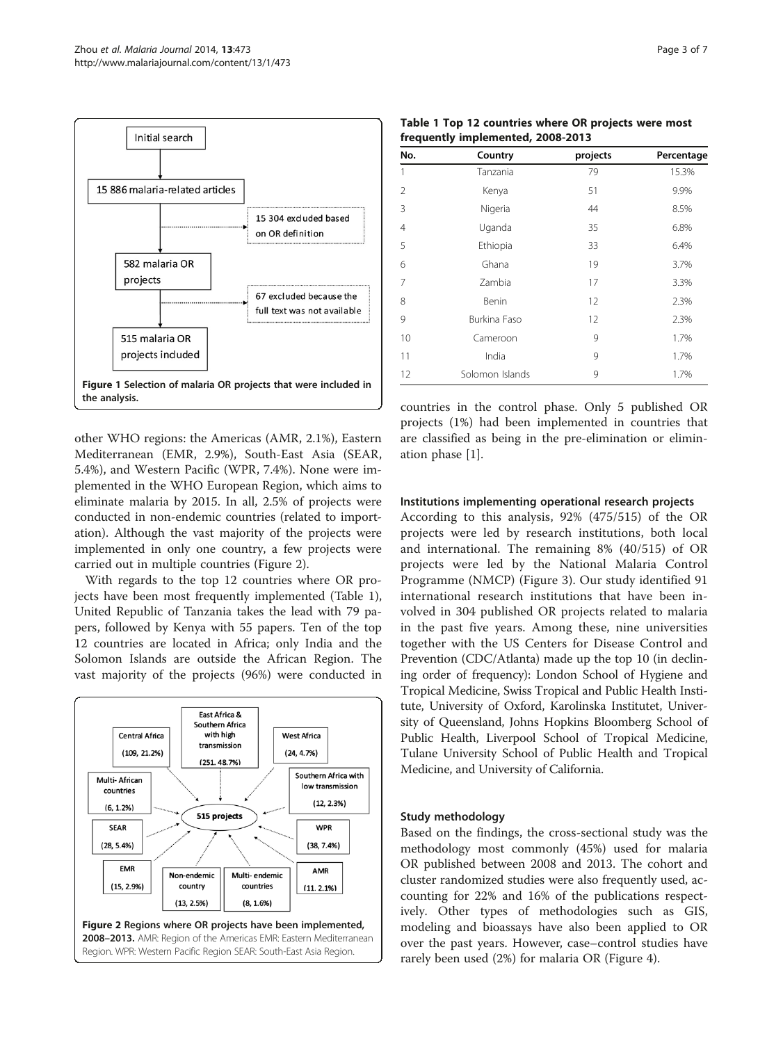Initial search

15 886 malaria-related articles

15 304 excluded based on OR definition

582 malaria OR projects

67 excluded because the full text was not available

515 malaria OR projects included

**Figure 1 Selection of malaria OR projects that were included in the analysis.**

other WHO regions: the Americas (AMR, 2.1%), Eastern Mediterranean (EMR, 2.9%), South-East Asia (SEAR, 5.4%), and Western Pacific (WPR, 7.4%). None were implemented in the WHO European Region, which aims to eliminate malaria by 2015. In all, 2.5% of projects were conducted in non-endemic countries (related to importation). Although the vast majority of the projects were implemented in only one country, a few projects were carried out in multiple countries (Figure 2).

With regards to the top 12 countries where OR projects have been most frequently implemented (Table 1), United Republic of Tanzania takes the lead with 79 papers, followed by Kenya with 55 papers. Ten of the top 12 countries are located in Africa; only India and the Solomon Islands are outside the African Region. The vast majority of the projects (96%) were conducted in countries in the control phase. Only 5 published OR projects (1%) had been implemented in countries that are classified as being in the pre-elimination or elimination phase [1].

East Africa & Southern Africa with high transmission (251, 48.7%)

Central Africa (109, 21.2%)

West Africa (24, 4.7%)

Multi- African countries (6, 1.2%)

Southern Africa with low transmission (12, 2.3%)

515 projects

SEAR (28, 5.4%)

WPR (38, 7.4%)

EMR (15, 2.9%)

Non-endemic country (13, 2.5%)

Multi- endemic countries (8, 1.6%)

AMR (11. 2.1%)

**Figure 2 Regions where OR projects have been implemented, 2008–2013.** AMR: Region of the Americas EMR: Eastern Mediterranean Region. WPR: Western Pacific Region SEAR: South-East Asia Region.

**Table 1 Top 12 countries where OR projects were most frequently implemented, 2008-2013**

| No. | Country | projects | Percentage |
|---|---|---|---|
| 1 | Tanzania | 79 | 15.3% |
| 2 | Kenya | 51 | 9.9% |
| 3 | Nigeria | 44 | 8.5% |
| 4 | Uganda | 35 | 6.8% |
| 5 | Ethiopia | 33 | 6.4% |
| 6 | Ghana | 19 | 3.7% |
| 7 | Zambia | 17 | 3.3% |
| 8 | Benin | 12 | 2.3% |
| 9 | Burkina Faso | 12 | 2.3% |
| 10 | Cameroon | 9 | 1.7% |
| 11 | India | 9 | 1.7% |
| 12 | Solomon Islands | 9 | 1.7% |

### Institutions implementing operational research projects

According to this analysis, 92% (475/515) of the OR projects were led by research institutions, both local and international. The remaining 8% (40/515) of OR projects were led by the National Malaria Control Programme (NMCP) (Figure 3). Our study identified 91 international research institutions that have been involved in 304 published OR projects related to malaria in the past five years. Among these, nine universities together with the US Centers for Disease Control and Prevention (CDC/Atlanta) made up the top 10 (in declining order of frequency): London School of Hygiene and Tropical Medicine, Swiss Tropical and Public Health Institute, University of Oxford, Karolinska Institutet, University of Queensland, Johns Hopkins Bloomberg School of Public Health, Liverpool School of Tropical Medicine, Tulane University School of Public Health and Tropical Medicine, and University of California.

### Study methodology

Based on the findings, the cross-sectional study was the methodology most commonly (45%) used for malaria OR published between 2008 and 2013. The cohort and cluster randomized studies were also frequently used, accounting for 22% and 16% of the publications respectively. Other types of methodologies such as GIS, modeling and bioassays have also been applied to OR over the past years. However, case–control studies have rarely been used (2%) for malaria OR (Figure 4).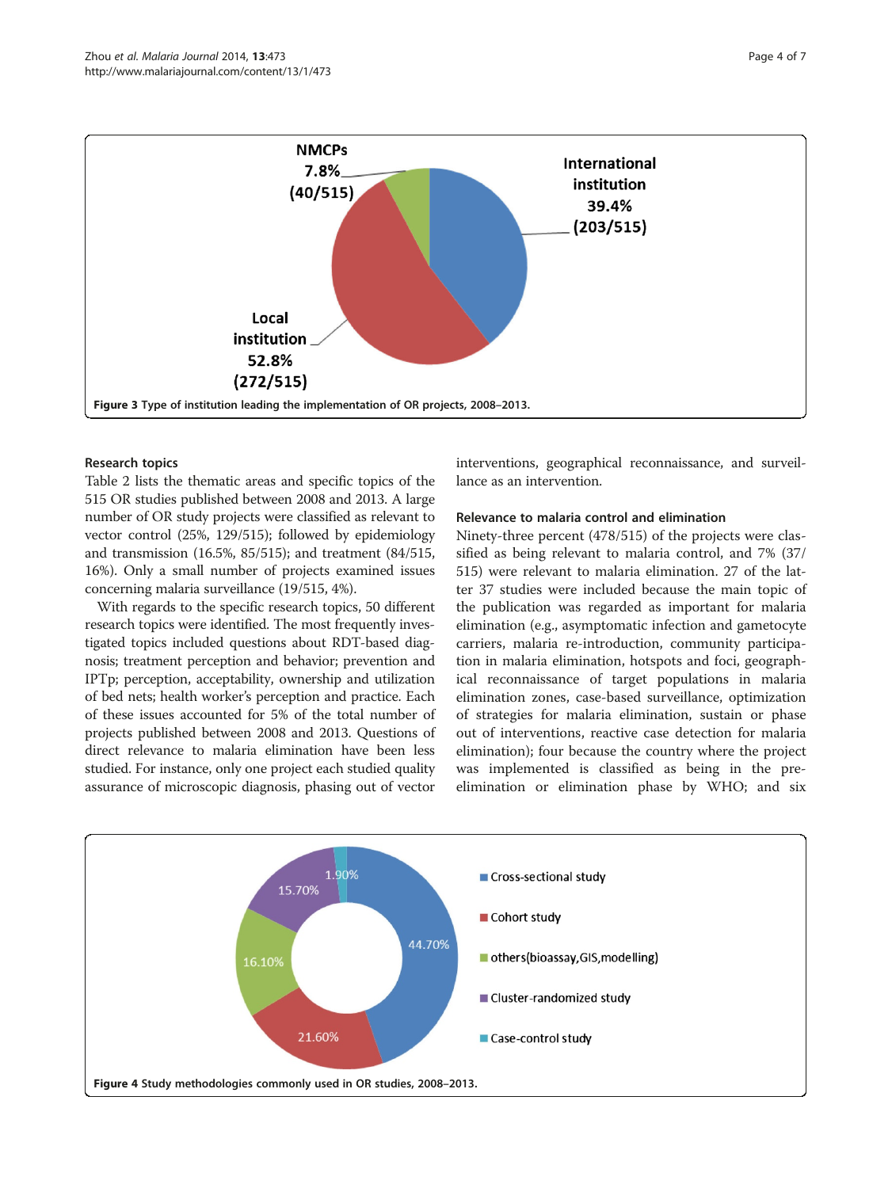NMCPs
7.8%
(40/515)

International
institution
39.4%
(203/515)

Local
institution
52.8%
(272/515)

**Figure 3** Type of institution leading the implementation of OR projects, 2008–2013.

### Research topics

Table 2 lists the thematic areas and specific topics of the 515 OR studies published between 2008 and 2013. A large number of OR study projects were classified as relevant to vector control (25%, 129/515); followed by epidemiology and transmission (16.5%, 85/515); and treatment (84/515, 16%). Only a small number of projects examined issues concerning malaria surveillance (19/515, 4%).

With regards to the specific research topics, 50 different research topics were identified. The most frequently investigated topics included questions about RDT-based diagnosis; treatment perception and behavior; prevention and IPTp; perception, acceptability, ownership and utilization of bed nets; health worker's perception and practice. Each of these issues accounted for 5% of the total number of projects published between 2008 and 2013. Questions of direct relevance to malaria elimination have been less studied. For instance, only one project each studied quality assurance of microscopic diagnosis, phasing out of vector interventions, geographical reconnaissance, and surveillance as an intervention.

### Relevance to malaria control and elimination

Ninety-three percent (478/515) of the projects were classified as being relevant to malaria control, and 7% (37/515) were relevant to malaria elimination. 27 of the latter 37 studies were included because the main topic of the publication was regarded as important for malaria elimination (e.g., asymptomatic infection and gametocyte carriers, malaria re-introduction, community participation in malaria elimination, hotspots and foci, geographical reconnaissance of target populations in malaria elimination zones, case-based surveillance, optimization of strategies for malaria elimination, sustain or phase out of interventions, reactive case detection for malaria elimination); four because the country where the project was implemented is classified as being in the pre-elimination or elimination phase by WHO; and six

1.90%
15.70%
44.70%
16.10%
21.60%

Cross-sectional study
Cohort study
others(bioassay,GIS,modelling)
Cluster-randomized study
Case-control study

**Figure 4** Study methodologies commonly used in OR studies, 2008–2013.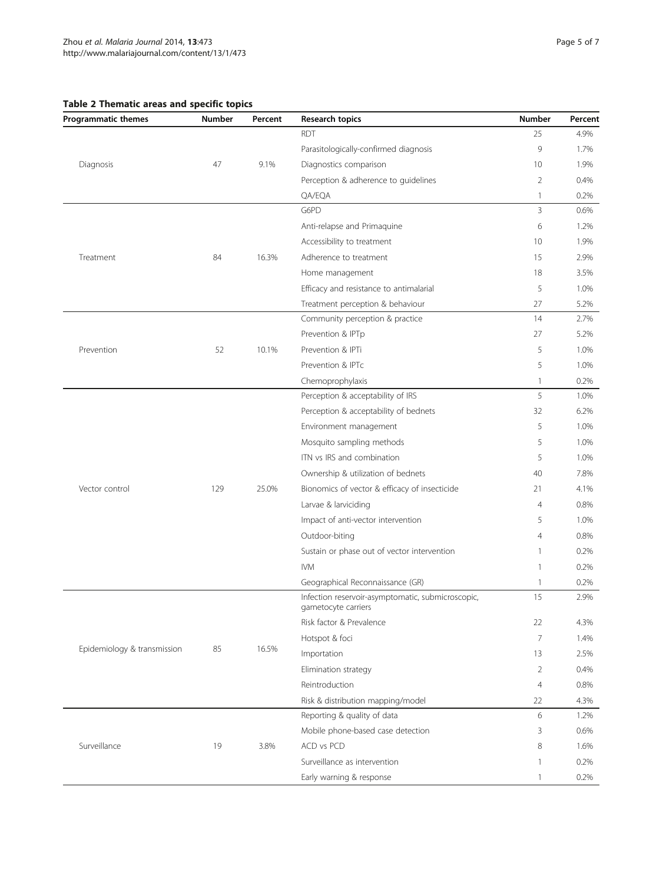**Table 2 Thematic areas and specific topics**

| Programmatic themes | Number | Percent | Research topics | Number | Percent |
|---|---|---|---|---|---|
| Diagnosis | 47 | 9.1% | RDT | 25 | 4.9% |
| | | | Parasitologically-confirmed diagnosis | 9 | 1.7% |
| | | | Diagnostics comparison | 10 | 1.9% |
| | | | Perception & adherence to guidelines | 2 | 0.4% |
| | | | QA/EQA | 1 | 0.2% |
| Treatment | 84 | 16.3% | G6PD | 3 | 0.6% |
| | | | Anti-relapse and Primaquine | 6 | 1.2% |
| | | | Accessibility to treatment | 10 | 1.9% |
| | | | Adherence to treatment | 15 | 2.9% |
| | | | Home management | 18 | 3.5% |
| | | | Efficacy and resistance to antimalarial | 5 | 1.0% |
| | | | Treatment perception & behaviour | 27 | 5.2% |
| Prevention | 52 | 10.1% | Community perception & practice | 14 | 2.7% |
| | | | Prevention & IPTp | 27 | 5.2% |
| | | | Prevention & IPTi | 5 | 1.0% |
| | | | Prevention & IPTc | 5 | 1.0% |
| | | | Chemoprophylaxis | 1 | 0.2% |
| Vector control | 129 | 25.0% | Perception & acceptability of IRS | 5 | 1.0% |
| | | | Perception & acceptability of bednets | 32 | 6.2% |
| | | | Environment management | 5 | 1.0% |
| | | | Mosquito sampling methods | 5 | 1.0% |
| | | | ITN vs IRS and combination | 5 | 1.0% |
| | | | Ownership & utilization of bednets | 40 | 7.8% |
| | | | Bionomics of vector & efficacy of insecticide | 21 | 4.1% |
| | | | Larvae & larviciding | 4 | 0.8% |
| | | | Impact of anti-vector intervention | 5 | 1.0% |
| | | | Outdoor-biting | 4 | 0.8% |
| | | | Sustain or phase out of vector intervention | 1 | 0.2% |
| | | | IVM | 1 | 0.2% |
| | | | Geographical Reconnaissance (GR) | 1 | 0.2% |
| Epidemiology & transmission | 85 | 16.5% | Infection reservoir-asymptomatic, submicroscopic, gametocyte carriers | 15 | 2.9% |
| | | | Risk factor & Prevalence | 22 | 4.3% |
| | | | Hotspot & foci | 7 | 1.4% |
| | | | Importation | 13 | 2.5% |
| | | | Elimination strategy | 2 | 0.4% |
| | | | Reintroduction | 4 | 0.8% |
| | | | Risk & distribution mapping/model | 22 | 4.3% |
| Surveillance | 19 | 3.8% | Reporting & quality of data | 6 | 1.2% |
| | | | Mobile phone-based case detection | 3 | 0.6% |
| | | | ACD vs PCD | 8 | 1.6% |
| | | | Surveillance as intervention | 1 | 0.2% |
| | | | Early warning & response | 1 | 0.2% |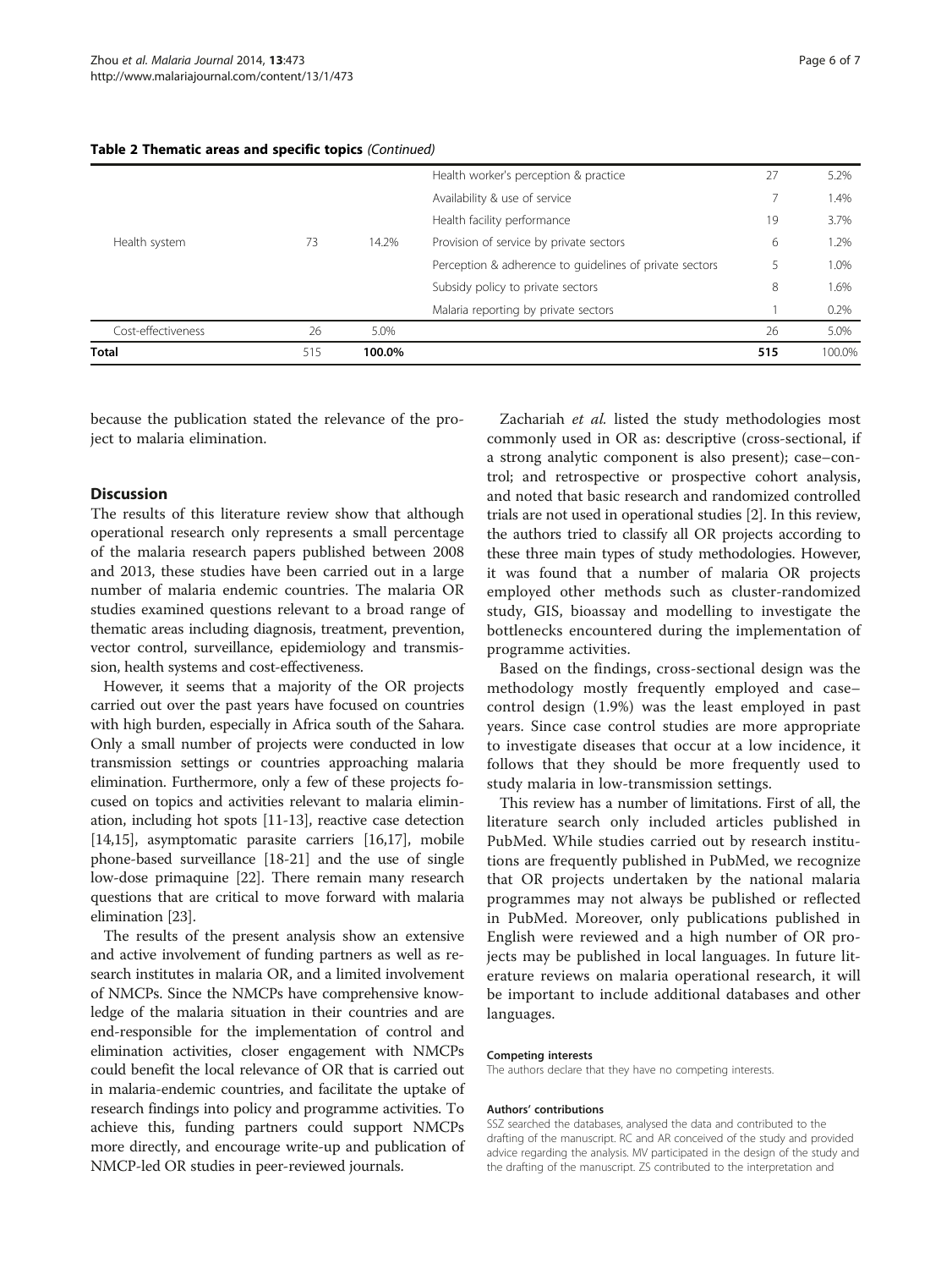**Table 2 Thematic areas and specific topics** *(Continued)*

| | | | | | |
|---|---|---|---|---|---|
| | | | Health worker's perception & practice | 27 | 5.2% |
| | | | Availability & use of service | 7 | 1.4% |
| | | | Health facility performance | 19 | 3.7% |
| Health system | 73 | 14.2% | Provision of service by private sectors | 6 | 1.2% |
| | | | Perception & adherence to guidelines of private sectors | 5 | 1.0% |
| | | | Subsidy policy to private sectors | 8 | 1.6% |
| | | | Malaria reporting by private sectors | 1 | 0.2% |
| Cost-effectiveness | 26 | 5.0% | | 26 | 5.0% |
| **Total** | 515 | **100.0%** | | **515** | 100.0% |

because the publication stated the relevance of the project to malaria elimination.

## Discussion

The results of this literature review show that although operational research only represents a small percentage of the malaria research papers published between 2008 and 2013, these studies have been carried out in a large number of malaria endemic countries. The malaria OR studies examined questions relevant to a broad range of thematic areas including diagnosis, treatment, prevention, vector control, surveillance, epidemiology and transmission, health systems and cost-effectiveness.

However, it seems that a majority of the OR projects carried out over the past years have focused on countries with high burden, especially in Africa south of the Sahara. Only a small number of projects were conducted in low transmission settings or countries approaching malaria elimination. Furthermore, only a few of these projects focused on topics and activities relevant to malaria elimination, including hot spots [11-13], reactive case detection [14,15], asymptomatic parasite carriers [16,17], mobile phone-based surveillance [18-21] and the use of single low-dose primaquine [22]. There remain many research questions that are critical to move forward with malaria elimination [23].

The results of the present analysis show an extensive and active involvement of funding partners as well as research institutes in malaria OR, and a limited involvement of NMCPs. Since the NMCPs have comprehensive knowledge of the malaria situation in their countries and are end-responsible for the implementation of control and elimination activities, closer engagement with NMCPs could benefit the local relevance of OR that is carried out in malaria-endemic countries, and facilitate the uptake of research findings into policy and programme activities. To achieve this, funding partners could support NMCPs more directly, and encourage write-up and publication of NMCP-led OR studies in peer-reviewed journals.

Zachariah *et al.* listed the study methodologies most commonly used in OR as: descriptive (cross-sectional, if a strong analytic component is also present); case–control; and retrospective or prospective cohort analysis, and noted that basic research and randomized controlled trials are not used in operational studies [2]. In this review, the authors tried to classify all OR projects according to these three main types of study methodologies. However, it was found that a number of malaria OR projects employed other methods such as cluster-randomized study, GIS, bioassay and modelling to investigate the bottlenecks encountered during the implementation of programme activities.

Based on the findings, cross-sectional design was the methodology mostly frequently employed and case–control design (1.9%) was the least employed in past years. Since case control studies are more appropriate to investigate diseases that occur at a low incidence, it follows that they should be more frequently used to study malaria in low-transmission settings.

This review has a number of limitations. First of all, the literature search only included articles published in PubMed. While studies carried out by research institutions are frequently published in PubMed, we recognize that OR projects undertaken by the national malaria programmes may not always be published or reflected in PubMed. Moreover, only publications published in English were reviewed and a high number of OR projects may be published in local languages. In future literature reviews on malaria operational research, it will be important to include additional databases and other languages.

#### Competing interests

The authors declare that they have no competing interests.

#### Authors' contributions

SSZ searched the databases, analysed the data and contributed to the drafting of the manuscript. RC and AR conceived of the study and provided advice regarding the analysis. MV participated in the design of the study and the drafting of the manuscript. ZS contributed to the interpretation and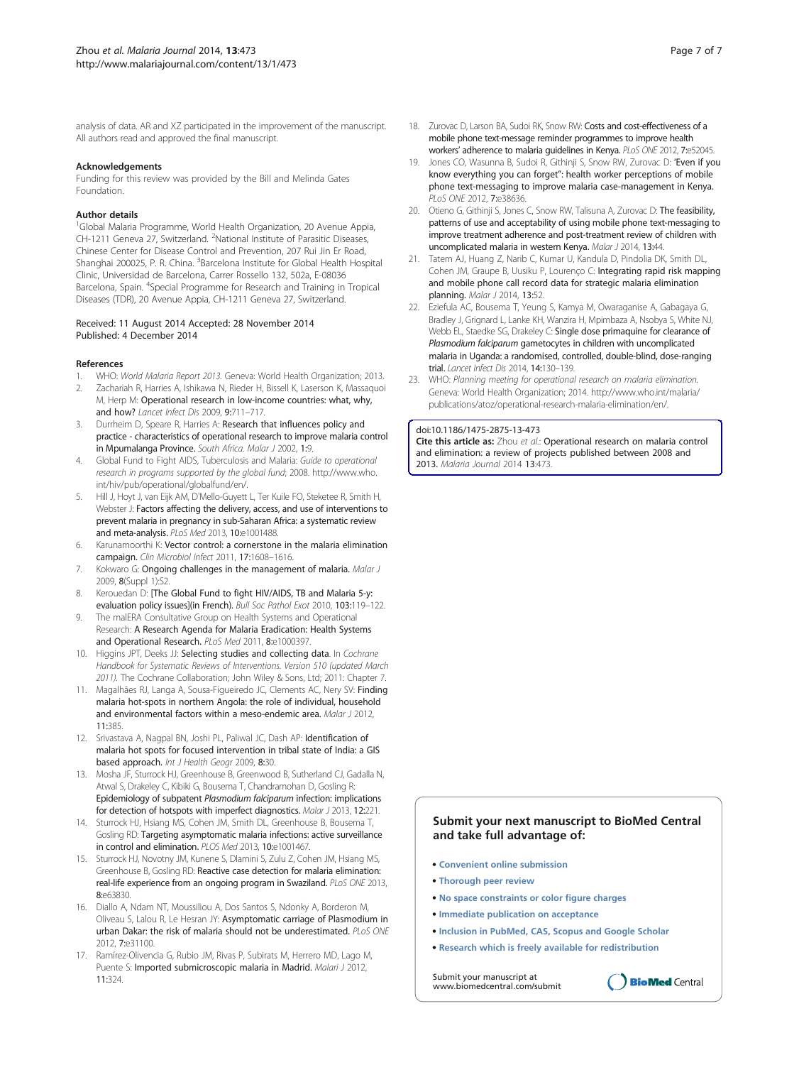analysis of data. AR and XZ participated in the improvement of the manuscript. All authors read and approved the final manuscript.

### Acknowledgements

Funding for this review was provided by the Bill and Melinda Gates Foundation.

### Author details

[1]Global Malaria Programme, World Health Organization, 20 Avenue Appia, CH-1211 Geneva 27, Switzerland. [2]National Institute of Parasitic Diseases, Chinese Center for Disease Control and Prevention, 207 Rui Jin Er Road, Shanghai 200025, P. R. China. [3]Barcelona Institute for Global Health Hospital Clinic, Universidad de Barcelona, Carrer Rossello 132, 502a, E-08036 Barcelona, Spain. [4]Special Programme for Research and Training in Tropical Diseases (TDR), 20 Avenue Appia, CH-1211 Geneva 27, Switzerland.

Received: 11 August 2014 Accepted: 28 November 2014
Published: 4 December 2014

### References

1. WHO: *World Malaria Report 2013.* Geneva: World Health Organization; 2013.
2. Zachariah R, Harries A, Ishikawa N, Rieder H, Bissell K, Laserson K, Massaquoi M, Herp M: **Operational research in low-income countries: what, why, and how?** *Lancet Infect Dis* 2009, **9:**711–717.
3. Durrheim D, Speare R, Harries A: **Research that influences policy and practice - characteristics of operational research to improve malaria control in Mpumalanga Province.** *South Africa. Malar J* 2002, **1:**9.
4. Global Fund to Fight AIDS, Tuberculosis and Malaria: *Guide to operational research in programs supported by the global fund*; 2008. http://www.who.int/hiv/pub/operational/globalfund/en/.
5. Hill J, Hoyt J, van Eijk AM, D'Mello-Guyett L, Ter Kuile FO, Steketee R, Smith H, Webster J: **Factors affecting the delivery, access, and use of interventions to prevent malaria in pregnancy in sub-Saharan Africa: a systematic review and meta-analysis.** *PLoS Med* 2013, **10:**e1001488.
6. Karunamoorthi K: **Vector control: a cornerstone in the malaria elimination campaign.** *Clin Microbiol Infect* 2011, **17:**1608–1616.
7. Kokwaro G: **Ongoing challenges in the management of malaria.** *Malar J* 2009, **8**(Suppl 1):S2.
8. Kerouedan D: **[The Global Fund to fight HIV/AIDS, TB and Malaria 5-y: evaluation policy issues](in French).** *Bull Soc Pathol Exot* 2010, **103:**119–122.
9. The malERA Consultative Group on Health Systems and Operational Research: **A Research Agenda for Malaria Eradication: Health Systems and Operational Research.** *PLoS Med* 2011, **8:**e1000397.
10. Higgins JPT, Deeks JJ: **Selecting studies and collecting data**. In *Cochrane Handbook for Systematic Reviews of Interventions. Version 510 (updated March 2011).* The Cochrane Collaboration; John Wiley & Sons, Ltd; 2011: Chapter 7.
11. Magalhães RJ, Langa A, Sousa-Figueiredo JC, Clements AC, Nery SV: **Finding malaria hot-spots in northern Angola: the role of individual, household and environmental factors within a meso-endemic area.** *Malar J* 2012, **11:**385.
12. Srivastava A, Nagpal BN, Joshi PL, Paliwal JC, Dash AP: **Identification of malaria hot spots for focused intervention in tribal state of India: a GIS based approach.** *Int J Health Geogr* 2009, **8:**30.
13. Mosha JF, Sturrock HJ, Greenhouse B, Greenwood B, Sutherland CJ, Gadalla N, Atwal S, Drakeley C, Kibiki G, Bousema T, Chandramohan D, Gosling R: **Epidemiology of subpatent *Plasmodium falciparum* infection: implications for detection of hotspots with imperfect diagnostics.** *Malar J* 2013, **12:**221.
14. Sturrock HJ, Hsiang MS, Cohen JM, Smith DL, Greenhouse B, Bousema T, Gosling RD: **Targeting asymptomatic malaria infections: active surveillance in control and elimination.** *PLOS Med* 2013, **10:**e1001467.
15. Sturrock HJ, Novotny JM, Kunene S, Dlamini S, Zulu Z, Cohen JM, Hsiang MS, Greenhouse B, Gosling RD: **Reactive case detection for malaria elimination: real-life experience from an ongoing program in Swaziland.** *PLoS ONE* 2013, **8:**e63830.
16. Diallo A, Ndam NT, Moussiliou A, Dos Santos S, Ndonky A, Borderon M, Oliveau S, Lalou R, Le Hesran JY: **Asymptomatic carriage of Plasmodium in urban Dakar: the risk of malaria should not be underestimated.** *PLoS ONE* 2012, **7:**e31100.
17. Ramírez-Olivencia G, Rubio JM, Rivas P, Subirats M, Herrero MD, Lago M, Puente S: **Imported submicroscopic malaria in Madrid.** *Malari J* 2012, **11:**324.
18. Zurovac D, Larson BA, Sudoi RK, Snow RW: **Costs and cost-effectiveness of a mobile phone text-message reminder programmes to improve health workers' adherence to malaria guidelines in Kenya.** *PLoS ONE* 2012, **7:**e52045.
19. Jones CO, Wasunna B, Sudoi R, Githinji S, Snow RW, Zurovac D: **'Even if you know everything you can forget": health worker perceptions of mobile phone text-messaging to improve malaria case-management in Kenya.** *PLoS ONE* 2012, **7:**e38636.
20. Otieno G, Githinji S, Jones C, Snow RW, Talisuna A, Zurovac D: **The feasibility, patterns of use and acceptability of using mobile phone text-messaging to improve treatment adherence and post-treatment review of children with uncomplicated malaria in western Kenya.** *Malar J* 2014, **13:**44.
21. Tatem AJ, Huang Z, Narib C, Kumar U, Kandula D, Pindolia DK, Smith DL, Cohen JM, Graupe B, Uusiku P, Lourenço C: **Integrating rapid risk mapping and mobile phone call record data for strategic malaria elimination planning.** *Malar J* 2014, **13:**52.
22. Eziefula AC, Bousema T, Yeung S, Kamya M, Owaraganise A, Gabagaya G, Bradley J, Grignard L, Lanke KH, Wanzira H, Mpimbaza A, Nsobya S, White NJ, Webb EL, Staedke SG, Drakeley C: **Single dose primaquine for clearance of *Plasmodium falciparum* gametocytes in children with uncomplicated malaria in Uganda: a randomised, controlled, double-blind, dose-ranging trial.** *Lancet Infect Dis* 2014, **14:**130–139.
23. WHO: *Planning meeting for operational research on malaria elimination.* Geneva: World Health Organization; 2014. http://www.who.int/malaria/publications/atoz/operational-research-malaria-elimination/en/.

doi:10.1186/1475-2875-13-473
**Cite this article as:** Zhou *et al.*: Operational research on malaria control and elimination: a review of projects published between 2008 and 2013. *Malaria Journal* 2014 **13**:473.

**Submit your next manuscript to BioMed Central and take full advantage of:**

- **Convenient online submission**
- **Thorough peer review**
- **No space constraints or color figure charges**
- **Immediate publication on acceptance**
- **Inclusion in PubMed, CAS, Scopus and Google Scholar**
- **Research which is freely available for redistribution**

Submit your manuscript at www.biomedcentral.com/submit

BioMed Central